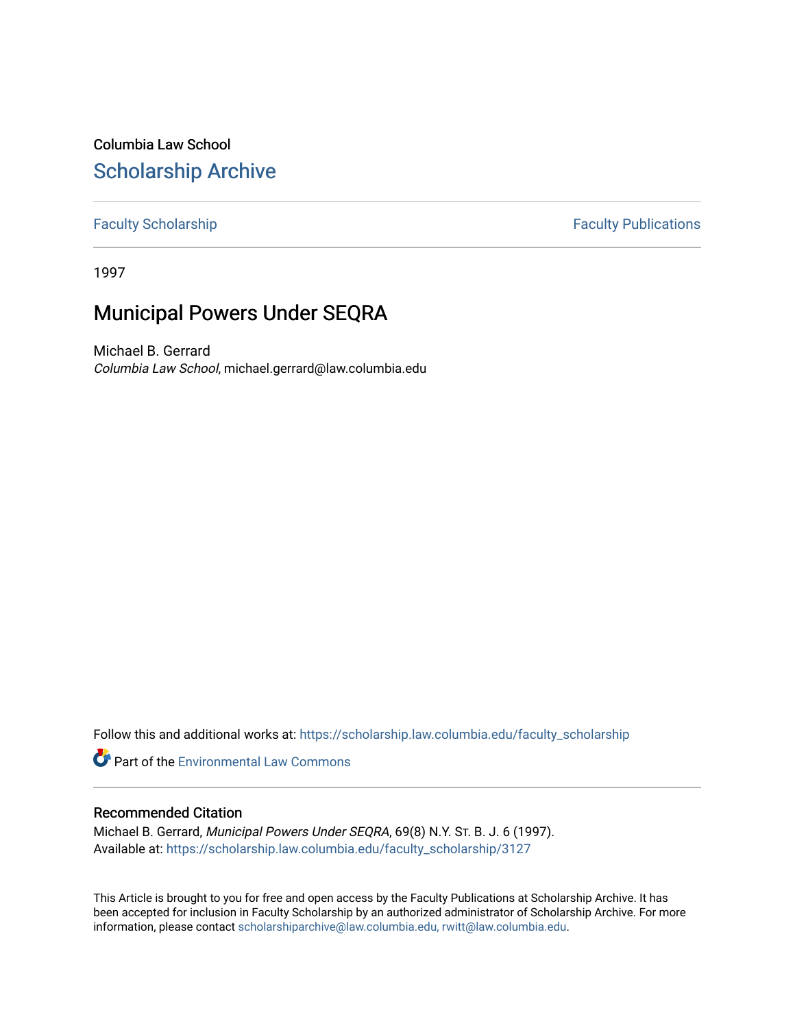Columbia Law School

# Scholarship Archive

Faculty Scholarship

Faculty Publications

1997

## Municipal Powers Under SEQRA

Michael B. Gerrard

*Columbia Law School*, michael.gerrard@law.columbia.edu

Follow this and additional works at: https://scholarship.law.columbia.edu/faculty_scholarship

Part of the Environmental Law Commons

### Recommended Citation

Michael B. Gerrard, *Municipal Powers Under SEQRA*, 69(8) N.Y. St. B. J. 6 (1997).
Available at: https://scholarship.law.columbia.edu/faculty_scholarship/3127

This Article is brought to you for free and open access by the Faculty Publications at Scholarship Archive. It has been accepted for inclusion in Faculty Scholarship by an authorized administrator of Scholarship Archive. For more information, please contact scholarshiparchive@law.columbia.edu, rwitt@law.columbia.edu.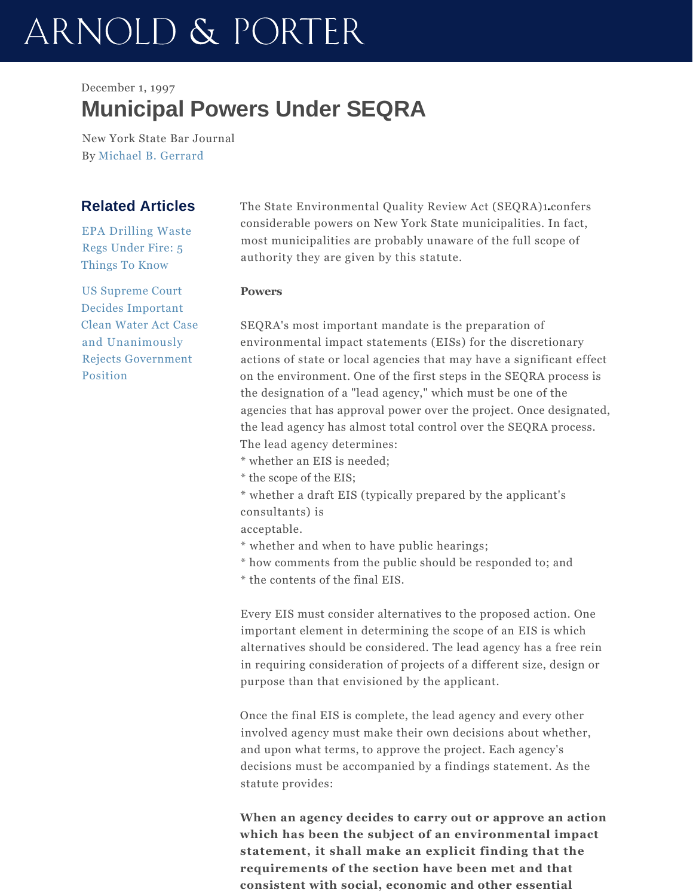December 1, 1997

# Municipal Powers Under SEQRA

New York State Bar Journal
By Michael B. Gerrard

## Related Articles

EPA Drilling Waste Regs Under Fire: 5 Things To Know

US Supreme Court Decides Important Clean Water Act Case and Unanimously Rejects Government Position

The State Environmental Quality Review Act (SEQRA)[1] confers considerable powers on New York State municipalities. In fact, most municipalities are probably unaware of the full scope of authority they are given by this statute.

**Powers**

SEQRA's most important mandate is the preparation of environmental impact statements (EISs) for the discretionary actions of state or local agencies that may have a significant effect on the environment. One of the first steps in the SEQRA process is the designation of a "lead agency," which must be one of the agencies that has approval power over the project. Once designated, the lead agency has almost total control over the SEQRA process. The lead agency determines:

* whether an EIS is needed;
* the scope of the EIS;
* whether a draft EIS (typically prepared by the applicant's consultants) is acceptable.
* whether and when to have public hearings;
* how comments from the public should be responded to; and
* the contents of the final EIS.

Every EIS must consider alternatives to the proposed action. One important element in determining the scope of an EIS is which alternatives should be considered. The lead agency has a free rein in requiring consideration of projects of a different size, design or purpose than that envisioned by the applicant.

Once the final EIS is complete, the lead agency and every other involved agency must make their own decisions about whether, and upon what terms, to approve the project. Each agency's decisions must be accompanied by a findings statement. As the statute provides:

**When an agency decides to carry out or approve an action which has been the subject of an environmental impact statement, it shall make an explicit finding that the requirements of the section have been met and that consistent with social, economic and other essential**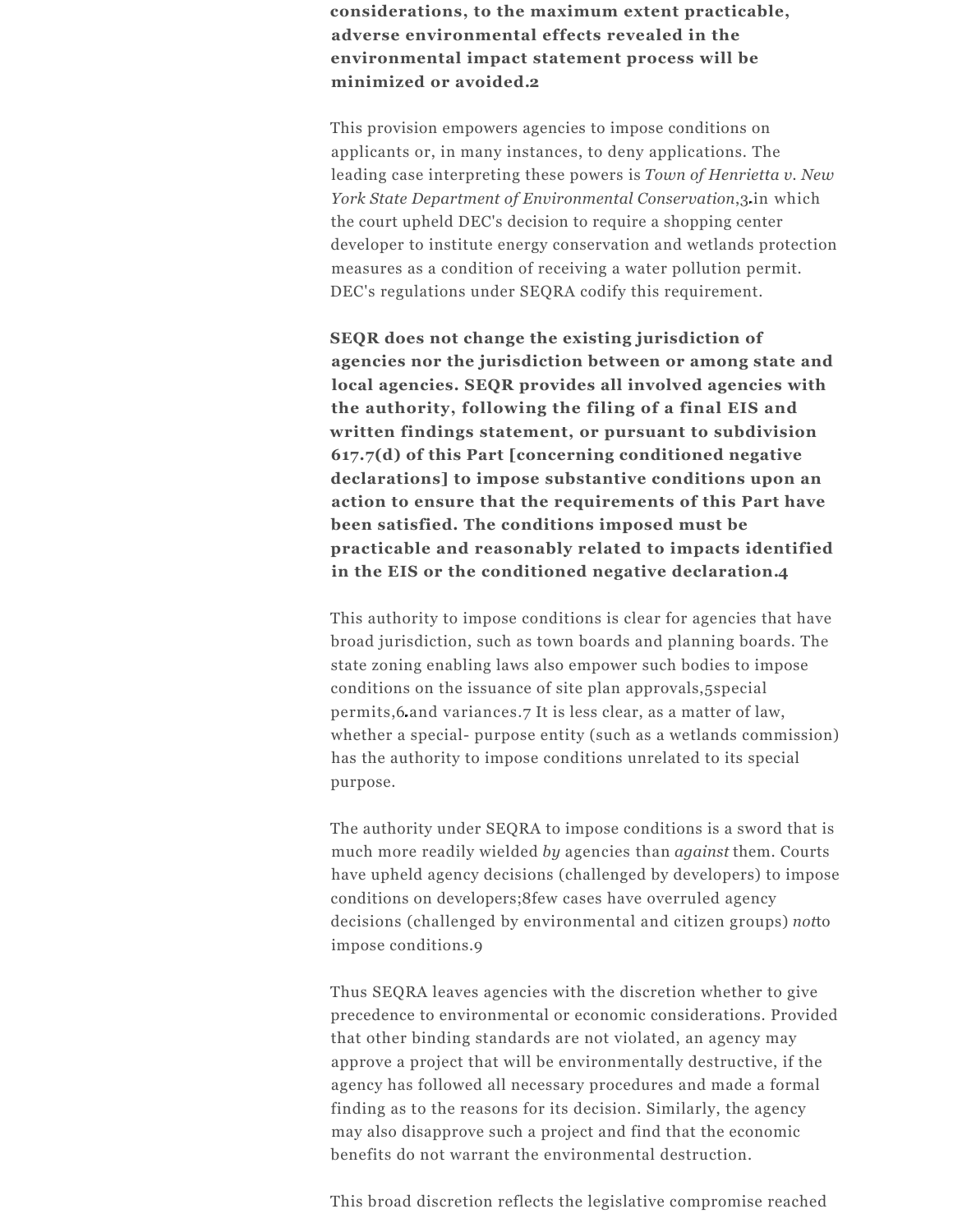**considerations, to the maximum extent practicable, adverse environmental effects revealed in the environmental impact statement process will be minimized or avoided.**[2]

This provision empowers agencies to impose conditions on applicants or, in many instances, to deny applications. The leading case interpreting these powers is *Town of Henrietta v. New York State Department of Environmental Conservation*,[3] in which the court upheld DEC's decision to require a shopping center developer to institute energy conservation and wetlands protection measures as a condition of receiving a water pollution permit. DEC's regulations under SEQRA codify this requirement.

**SEQR does not change the existing jurisdiction of agencies nor the jurisdiction between or among state and local agencies. SEQR provides all involved agencies with the authority, following the filing of a final EIS and written findings statement, or pursuant to subdivision 617.7(d) of this Part [concerning conditioned negative declarations] to impose substantive conditions upon an action to ensure that the requirements of this Part have been satisfied. The conditions imposed must be practicable and reasonably related to impacts identified in the EIS or the conditioned negative declaration.**[4]

This authority to impose conditions is clear for agencies that have broad jurisdiction, such as town boards and planning boards. The state zoning enabling laws also empower such bodies to impose conditions on the issuance of site plan approvals,[5] special permits,[6] and variances.[7] It is less clear, as a matter of law, whether a special- purpose entity (such as a wetlands commission) has the authority to impose conditions unrelated to its special purpose.

The authority under SEQRA to impose conditions is a sword that is much more readily wielded *by* agencies than *against* them. Courts have upheld agency decisions (challenged by developers) to impose conditions on developers;[8] few cases have overruled agency decisions (challenged by environmental and citizen groups) *not* to impose conditions.[9]

Thus SEQRA leaves agencies with the discretion whether to give precedence to environmental or economic considerations. Provided that other binding standards are not violated, an agency may approve a project that will be environmentally destructive, if the agency has followed all necessary procedures and made a formal finding as to the reasons for its decision. Similarly, the agency may also disapprove such a project and find that the economic benefits do not warrant the environmental destruction.

This broad discretion reflects the legislative compromise reached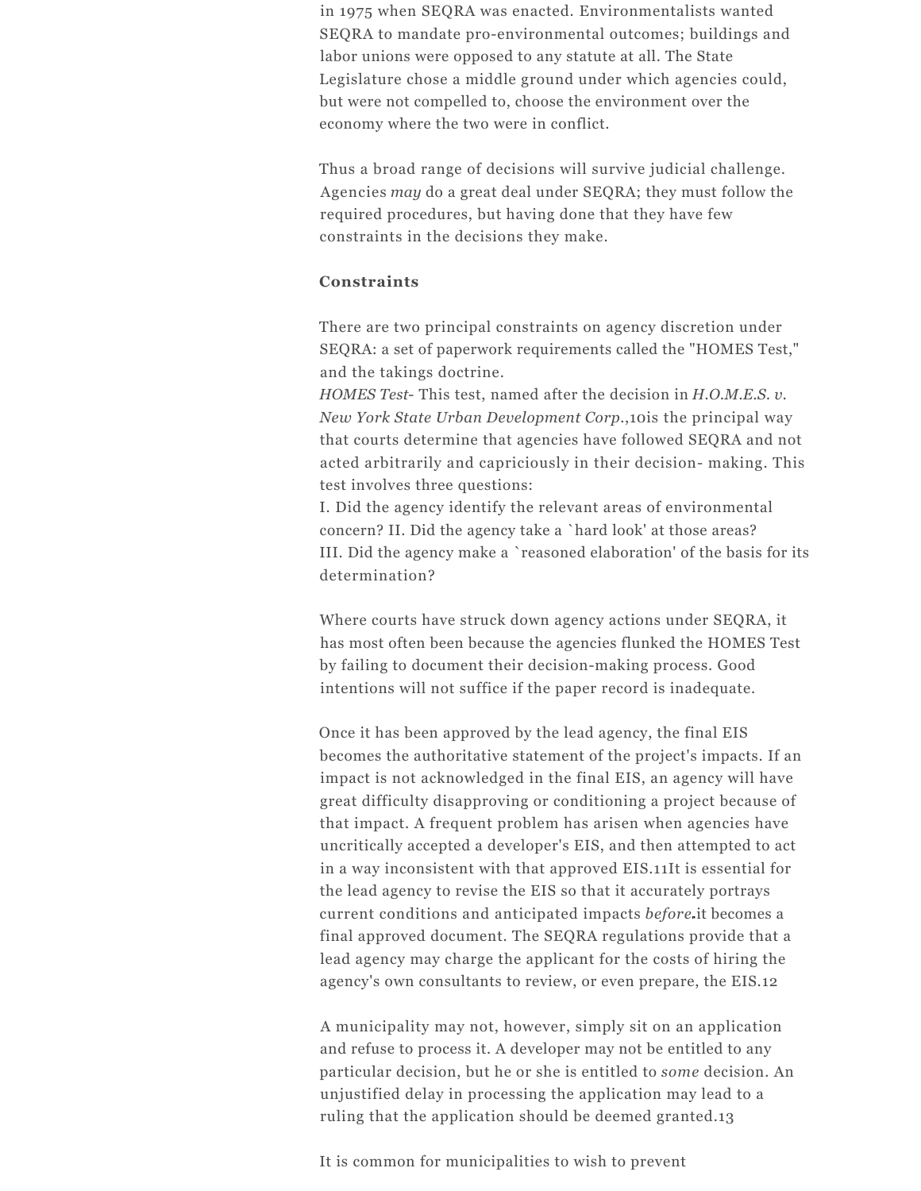in 1975 when SEQRA was enacted. Environmentalists wanted SEQRA to mandate pro-environmental outcomes; buildings and labor unions were opposed to any statute at all. The State Legislature chose a middle ground under which agencies could, but were not compelled to, choose the environment over the economy where the two were in conflict.

Thus a broad range of decisions will survive judicial challenge. Agencies *may* do a great deal under SEQRA; they must follow the required procedures, but having done that they have few constraints in the decisions they make.

**Constraints**

There are two principal constraints on agency discretion under SEQRA: a set of paperwork requirements called the "HOMES Test," and the takings doctrine.

*HOMES Test*- This test, named after the decision in *H.O.M.E.S. v. New York State Urban Development Corp.*,[10]is the principal way that courts determine that agencies have followed SEQRA and not acted arbitrarily and capriciously in their decision- making. This test involves three questions:

I. Did the agency identify the relevant areas of environmental concern? II. Did the agency take a `hard look' at those areas?
III. Did the agency make a `reasoned elaboration' of the basis for its determination?

Where courts have struck down agency actions under SEQRA, it has most often been because the agencies flunked the HOMES Test by failing to document their decision-making process. Good intentions will not suffice if the paper record is inadequate.

Once it has been approved by the lead agency, the final EIS becomes the authoritative statement of the project's impacts. If an impact is not acknowledged in the final EIS, an agency will have great difficulty disapproving or conditioning a project because of that impact. A frequent problem has arisen when agencies have uncritically accepted a developer's EIS, and then attempted to act in a way inconsistent with that approved EIS.[11]It is essential for the lead agency to revise the EIS so that it accurately portrays current conditions and anticipated impacts *before*.it becomes a final approved document. The SEQRA regulations provide that a lead agency may charge the applicant for the costs of hiring the agency's own consultants to review, or even prepare, the EIS.[12]

A municipality may not, however, simply sit on an application and refuse to process it. A developer may not be entitled to any particular decision, but he or she is entitled to *some* decision. An unjustified delay in processing the application may lead to a ruling that the application should be deemed granted.[13]

It is common for municipalities to wish to prevent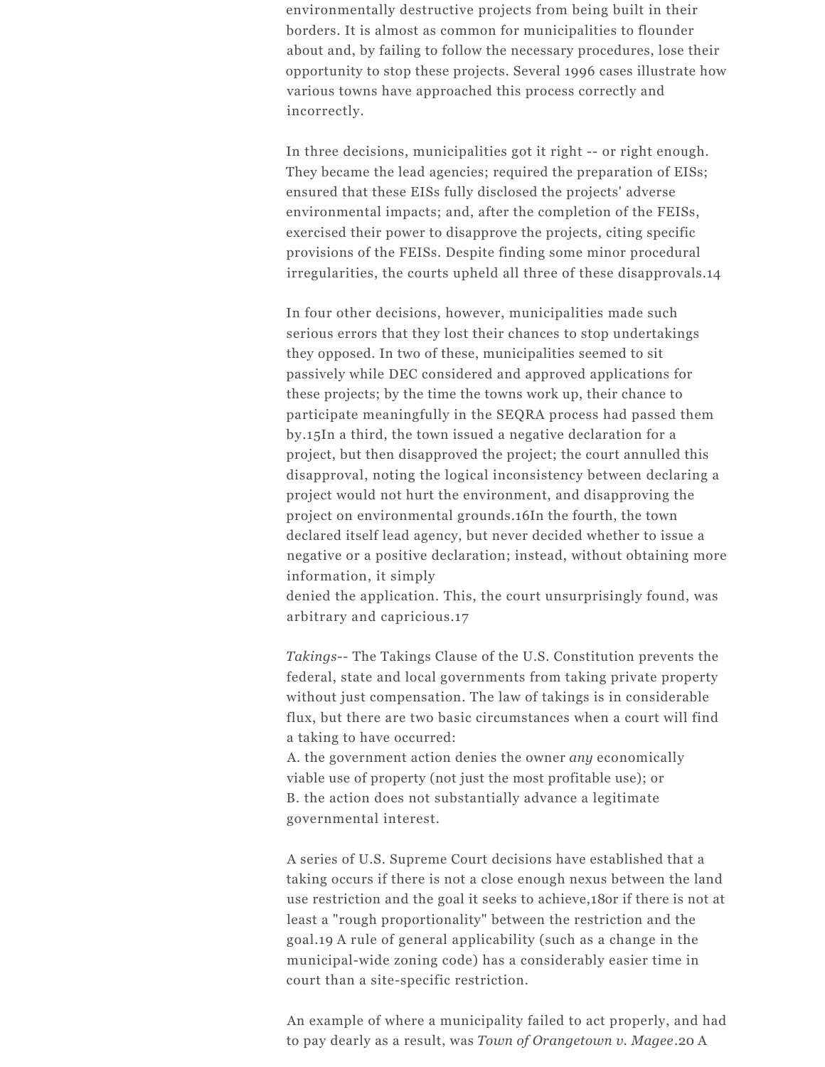environmentally destructive projects from being built in their borders. It is almost as common for municipalities to flounder about and, by failing to follow the necessary procedures, lose their opportunity to stop these projects. Several 1996 cases illustrate how various towns have approached this process correctly and incorrectly.

In three decisions, municipalities got it right -- or right enough. They became the lead agencies; required the preparation of EISs; ensured that these EISs fully disclosed the projects' adverse environmental impacts; and, after the completion of the FEISs, exercised their power to disapprove the projects, citing specific provisions of the FEISs. Despite finding some minor procedural irregularities, the courts upheld all three of these disapprovals.[14]

In four other decisions, however, municipalities made such serious errors that they lost their chances to stop undertakings they opposed. In two of these, municipalities seemed to sit passively while DEC considered and approved applications for these projects; by the time the towns work up, their chance to participate meaningfully in the SEQRA process had passed them by.[15] In a third, the town issued a negative declaration for a project, but then disapproved the project; the court annulled this disapproval, noting the logical inconsistency between declaring a project would not hurt the environment, and disapproving the project on environmental grounds.[16] In the fourth, the town declared itself lead agency, but never decided whether to issue a negative or a positive declaration; instead, without obtaining more information, it simply denied the application. This, the court unsurprisingly found, was arbitrary and capricious.[17]

*Takings*-- The Takings Clause of the U.S. Constitution prevents the federal, state and local governments from taking private property without just compensation. The law of takings is in considerable flux, but there are two basic circumstances when a court will find a taking to have occurred:

A. the government action denies the owner *any* economically viable use of property (not just the most profitable use); or
B. the action does not substantially advance a legitimate governmental interest.

A series of U.S. Supreme Court decisions have established that a taking occurs if there is not a close enough nexus between the land use restriction and the goal it seeks to achieve,[18] or if there is not at least a "rough proportionality" between the restriction and the goal.[19] A rule of general applicability (such as a change in the municipal-wide zoning code) has a considerably easier time in court than a site-specific restriction.

An example of where a municipality failed to act properly, and had to pay dearly as a result, was *Town of Orangetown v. Magee*.[20] A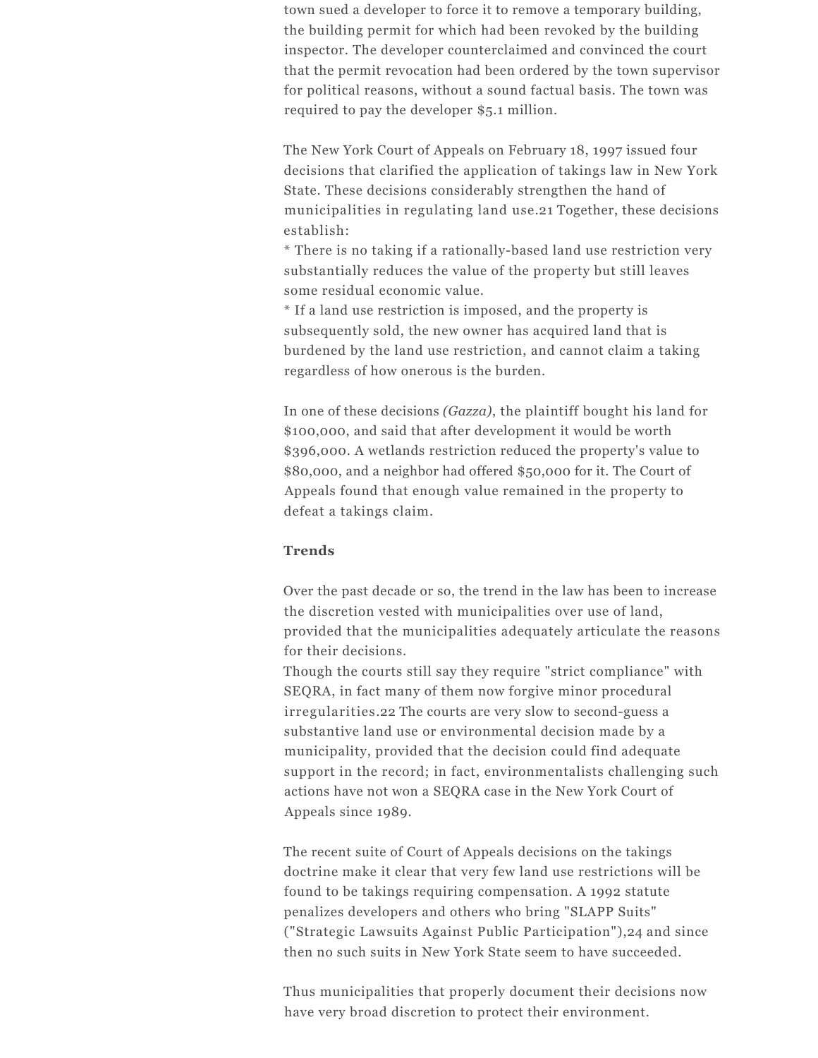town sued a developer to force it to remove a temporary building, the building permit for which had been revoked by the building inspector. The developer counterclaimed and convinced the court that the permit revocation had been ordered by the town supervisor for political reasons, without a sound factual basis. The town was required to pay the developer $5.1 million.

The New York Court of Appeals on February 18, 1997 issued four decisions that clarified the application of takings law in New York State. These decisions considerably strengthen the hand of municipalities in regulating land use.21 Together, these decisions establish:

* There is no taking if a rationally-based land use restriction very substantially reduces the value of the property but still leaves some residual economic value.
* If a land use restriction is imposed, and the property is subsequently sold, the new owner has acquired land that is burdened by the land use restriction, and cannot claim a taking regardless of how onerous is the burden.

In one of these decisions *(Gazza)*, the plaintiff bought his land for $100,000, and said that after development it would be worth $396,000. A wetlands restriction reduced the property's value to $80,000, and a neighbor had offered $50,000 for it. The Court of Appeals found that enough value remained in the property to defeat a takings claim.

**Trends**

Over the past decade or so, the trend in the law has been to increase the discretion vested with municipalities over use of land, provided that the municipalities adequately articulate the reasons for their decisions.
Though the courts still say they require "strict compliance" with SEQRA, in fact many of them now forgive minor procedural irregularities.22 The courts are very slow to second-guess a substantive land use or environmental decision made by a municipality, provided that the decision could find adequate support in the record; in fact, environmentalists challenging such actions have not won a SEQRA case in the New York Court of Appeals since 1989.

The recent suite of Court of Appeals decisions on the takings doctrine make it clear that very few land use restrictions will be found to be takings requiring compensation. A 1992 statute penalizes developers and others who bring "SLAPP Suits" ("Strategic Lawsuits Against Public Participation"),24 and since then no such suits in New York State seem to have succeeded.

Thus municipalities that properly document their decisions now have very broad discretion to protect their environment.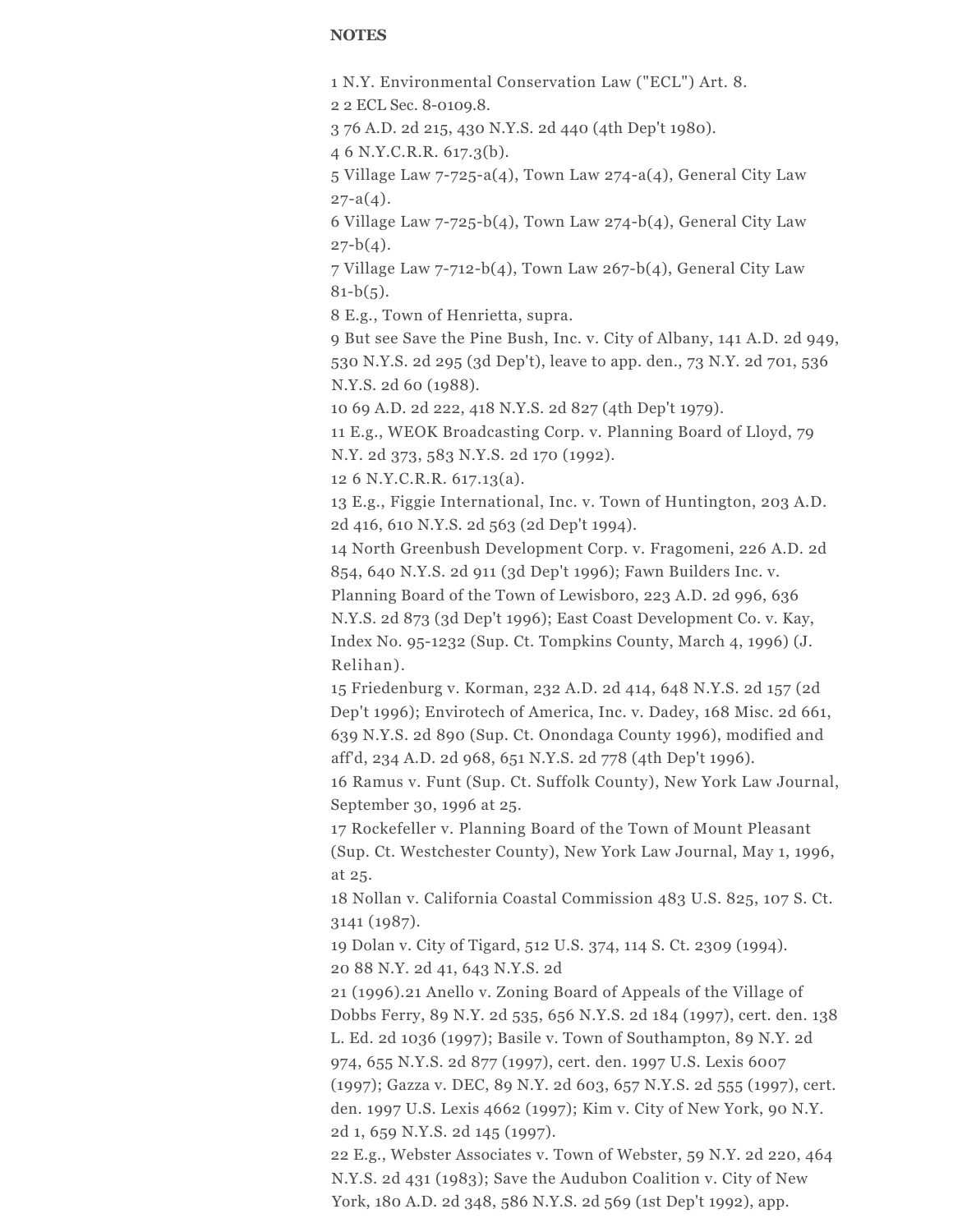**NOTES**

1 N.Y. Environmental Conservation Law ("ECL") Art. 8.
2 2 ECL Sec. 8-0109.8.
3 76 A.D. 2d 215, 430 N.Y.S. 2d 440 (4th Dep't 1980).
4 6 N.Y.C.R.R. 617.3(b).
5 Village Law 7-725-a(4), Town Law 274-a(4), General City Law 27-a(4).
6 Village Law 7-725-b(4), Town Law 274-b(4), General City Law 27-b(4).
7 Village Law 7-712-b(4), Town Law 267-b(4), General City Law 81-b(5).
8 E.g., Town of Henrietta, supra.
9 But see Save the Pine Bush, Inc. v. City of Albany, 141 A.D. 2d 949, 530 N.Y.S. 2d 295 (3d Dep't), leave to app. den., 73 N.Y. 2d 701, 536 N.Y.S. 2d 60 (1988).
10 69 A.D. 2d 222, 418 N.Y.S. 2d 827 (4th Dep't 1979).
11 E.g., WEOK Broadcasting Corp. v. Planning Board of Lloyd, 79 N.Y. 2d 373, 583 N.Y.S. 2d 170 (1992).
12 6 N.Y.C.R.R. 617.13(a).
13 E.g., Figgie International, Inc. v. Town of Huntington, 203 A.D. 2d 416, 610 N.Y.S. 2d 563 (2d Dep't 1994).
14 North Greenbush Development Corp. v. Fragomeni, 226 A.D. 2d 854, 640 N.Y.S. 2d 911 (3d Dep't 1996); Fawn Builders Inc. v. Planning Board of the Town of Lewisboro, 223 A.D. 2d 996, 636 N.Y.S. 2d 873 (3d Dep't 1996); East Coast Development Co. v. Kay, Index No. 95-1232 (Sup. Ct. Tompkins County, March 4, 1996) (J. Relihan).
15 Friedenburg v. Korman, 232 A.D. 2d 414, 648 N.Y.S. 2d 157 (2d Dep't 1996); Envirotech of America, Inc. v. Dadey, 168 Misc. 2d 661, 639 N.Y.S. 2d 890 (Sup. Ct. Onondaga County 1996), modified and aff'd, 234 A.D. 2d 968, 651 N.Y.S. 2d 778 (4th Dep't 1996).
16 Ramus v. Funt (Sup. Ct. Suffolk County), New York Law Journal, September 30, 1996 at 25.
17 Rockefeller v. Planning Board of the Town of Mount Pleasant (Sup. Ct. Westchester County), New York Law Journal, May 1, 1996, at 25.
18 Nollan v. California Coastal Commission 483 U.S. 825, 107 S. Ct. 3141 (1987).
19 Dolan v. City of Tigard, 512 U.S. 374, 114 S. Ct. 2309 (1994).
20 88 N.Y. 2d 41, 643 N.Y.S. 2d
21 (1996).21 Anello v. Zoning Board of Appeals of the Village of Dobbs Ferry, 89 N.Y. 2d 535, 656 N.Y.S. 2d 184 (1997), cert. den. 138 L. Ed. 2d 1036 (1997); Basile v. Town of Southampton, 89 N.Y. 2d 974, 655 N.Y.S. 2d 877 (1997), cert. den. 1997 U.S. Lexis 6007 (1997); Gazza v. DEC, 89 N.Y. 2d 603, 657 N.Y.S. 2d 555 (1997), cert. den. 1997 U.S. Lexis 4662 (1997); Kim v. City of New York, 90 N.Y. 2d 1, 659 N.Y.S. 2d 145 (1997).
22 E.g., Webster Associates v. Town of Webster, 59 N.Y. 2d 220, 464 N.Y.S. 2d 431 (1983); Save the Audubon Coalition v. City of New York, 180 A.D. 2d 348, 586 N.Y.S. 2d 569 (1st Dep't 1992), app.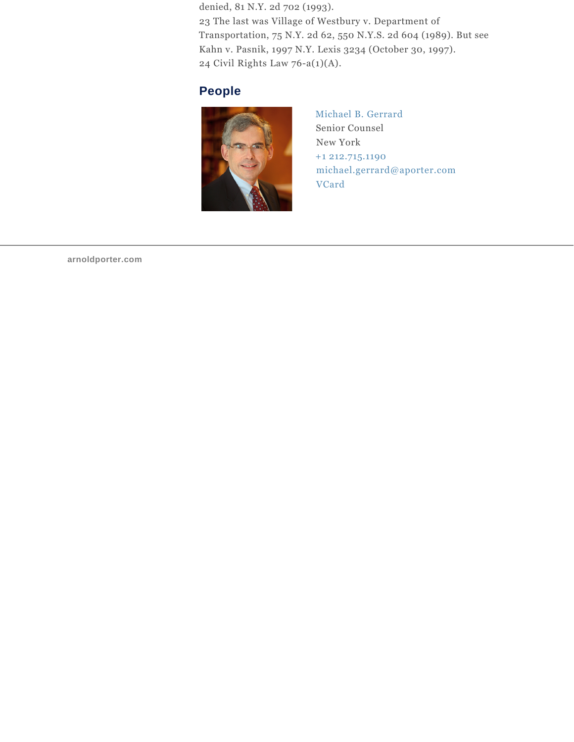denied, 81 N.Y. 2d 702 (1993).

23 The last was Village of Westbury v. Department of Transportation, 75 N.Y. 2d 62, 550 N.Y.S. 2d 604 (1989). But see Kahn v. Pasnik, 1997 N.Y. Lexis 3234 (October 30, 1997).

24 Civil Rights Law 76-a(1)(A).

## People

Michael B. Gerrard
Senior Counsel
New York
+1 212.715.1190
michael.gerrard@aporter.com
VCard

arnoldporter.com